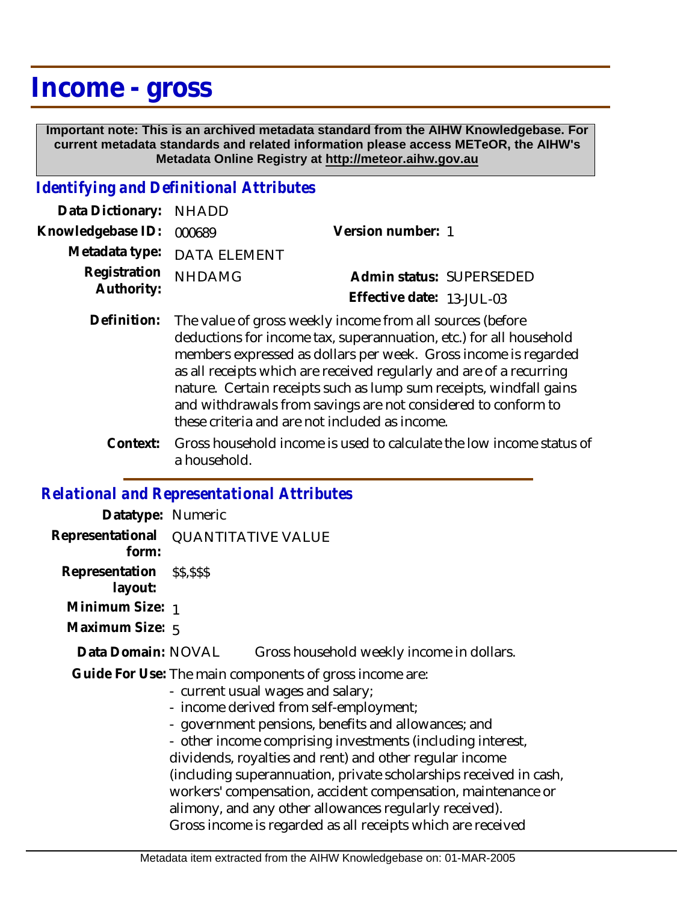# Income - gross

**Important note: This is an archived metadata standard from the AIHW Knowledgebase. For current metadata standards and related information please access METeOR, the AIHW's Metadata Online Registry at http://meteor.aihw.gov.au**

## *Identifying and Definitional Attributes*

**Data Dictionary:** NHADD

**Knowledgebase ID:** 000689

**Version number:** 1

**Metadata type:** DATA ELEMENT

**Registration Authority:** NHDAMG

**Admin status:** SUPERSEDED

**Effective date:** 13-JUL-03

**Definition:** The value of gross weekly income from all sources (before deductions for income tax, superannuation, etc.) for all household members expressed as dollars per week. Gross income is regarded as all receipts which are received regularly and are of a recurring nature. Certain receipts such as lump sum receipts, windfall gains and withdrawals from savings are not considered to conform to these criteria and are not included as income.

**Context:** Gross household income is used to calculate the low income status of a household.

## *Relational and Representational Attributes*

**Datatype:** Numeric

**Representational form:** QUANTITATIVE VALUE

**Representation layout:** $$,$$$

**Minimum Size:** 1

**Maximum Size:** 5

**Data Domain:** NOVAL Gross household weekly income in dollars.

**Guide For Use:** The main components of gross income are:

- current usual wages and salary;
- income derived from self-employment;
- government pensions, benefits and allowances; and
- other income comprising investments (including interest, dividends, royalties and rent) and other regular income (including superannuation, private scholarships received in cash, workers' compensation, accident compensation, maintenance or alimony, and any other allowances regularly received).

Gross income is regarded as all receipts which are received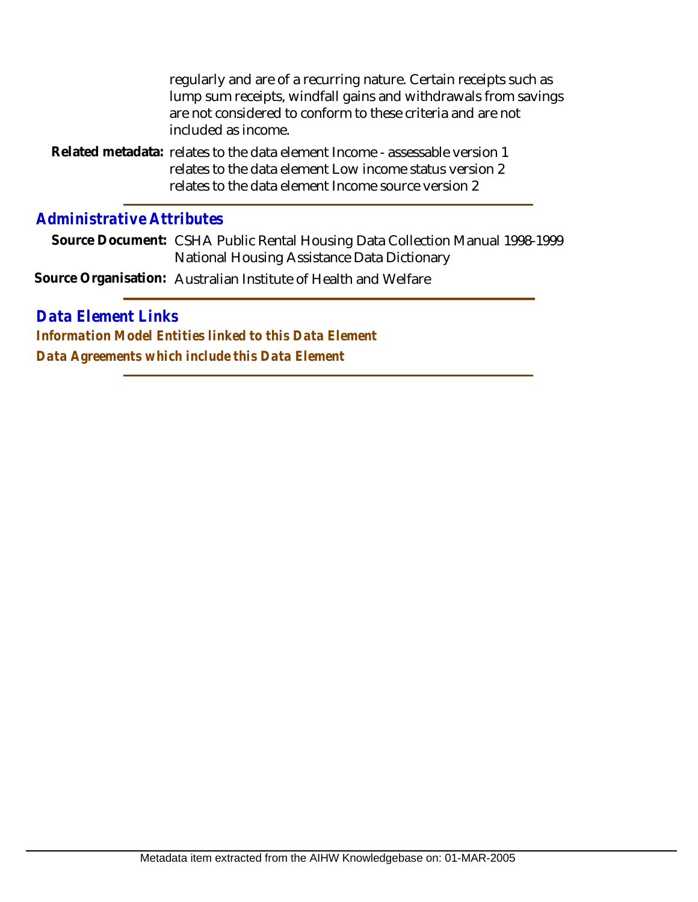regularly and are of a recurring nature. Certain receipts such as lump sum receipts, windfall gains and withdrawals from savings are not considered to conform to these criteria and are not included as income.

**Related metadata:** relates to the data element Income - assessable version 1
relates to the data element Low income status version 2
relates to the data element Income source version 2

## Administrative Attributes

**Source Document:** CSHA Public Rental Housing Data Collection Manual 1998-1999
National Housing Assistance Data Dictionary

**Source Organisation:** Australian Institute of Health and Welfare

## Data Element Links

***Information Model Entities linked to this Data Element***

***Data Agreements which include this Data Element***

Metadata item extracted from the AIHW Knowledgebase on: 01-MAR-2005